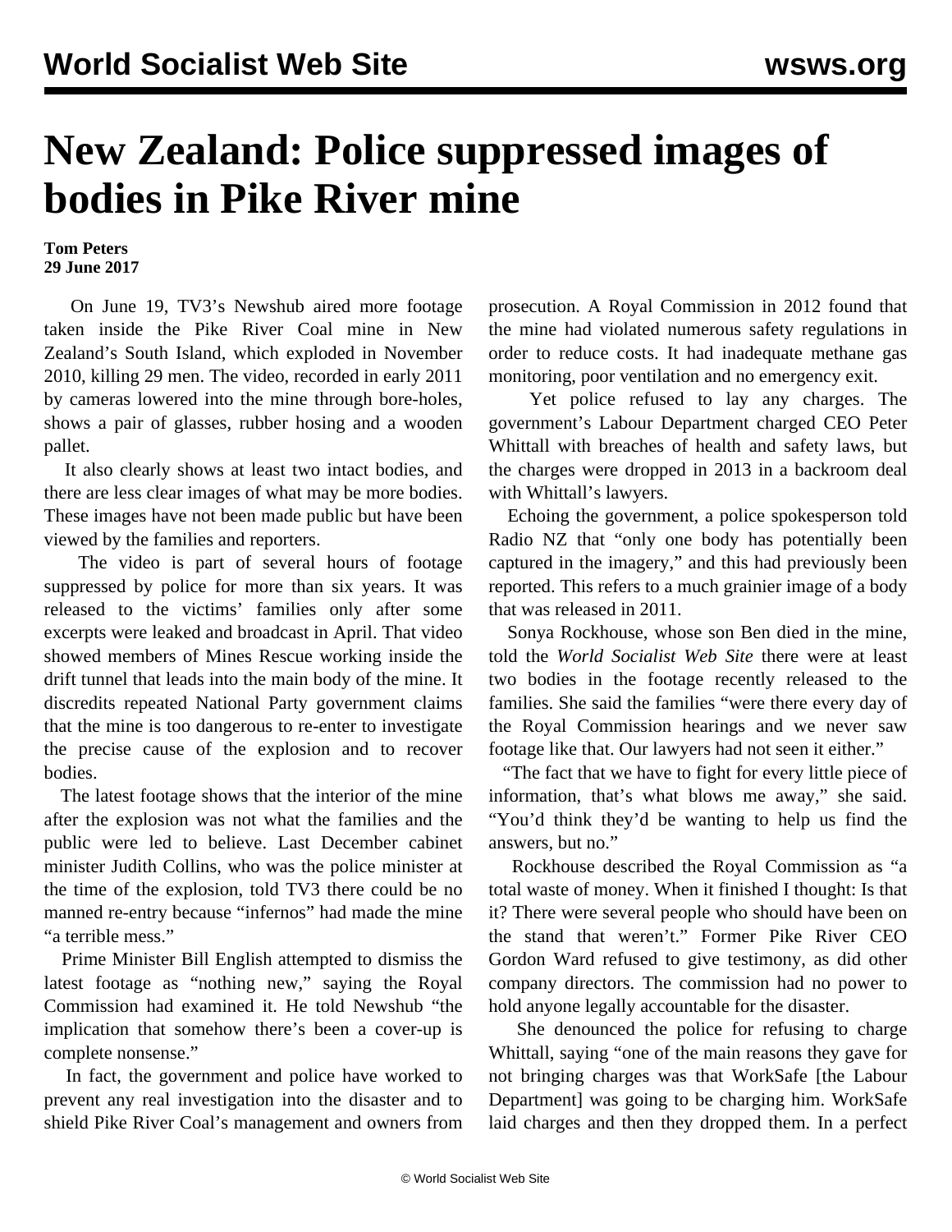# New Zealand: Police suppressed images of bodies in Pike River mine

**Tom Peters**
**29 June 2017**

On June 19, TV3's Newshub aired more footage taken inside the Pike River Coal mine in New Zealand's South Island, which exploded in November 2010, killing 29 men. The video, recorded in early 2011 by cameras lowered into the mine through bore-holes, shows a pair of glasses, rubber hosing and a wooden pallet.

It also clearly shows at least two intact bodies, and there are less clear images of what may be more bodies. These images have not been made public but have been viewed by the families and reporters.

The video is part of several hours of footage suppressed by police for more than six years. It was released to the victims' families only after some excerpts were leaked and broadcast in April. That video showed members of Mines Rescue working inside the drift tunnel that leads into the main body of the mine. It discredits repeated National Party government claims that the mine is too dangerous to re-enter to investigate the precise cause of the explosion and to recover bodies.

The latest footage shows that the interior of the mine after the explosion was not what the families and the public were led to believe. Last December cabinet minister Judith Collins, who was the police minister at the time of the explosion, told TV3 there could be no manned re-entry because "infernos" had made the mine "a terrible mess."

Prime Minister Bill English attempted to dismiss the latest footage as "nothing new," saying the Royal Commission had examined it. He told Newshub "the implication that somehow there's been a cover-up is complete nonsense."

In fact, the government and police have worked to prevent any real investigation into the disaster and to shield Pike River Coal's management and owners from prosecution. A Royal Commission in 2012 found that the mine had violated numerous safety regulations in order to reduce costs. It had inadequate methane gas monitoring, poor ventilation and no emergency exit.

Yet police refused to lay any charges. The government's Labour Department charged CEO Peter Whittall with breaches of health and safety laws, but the charges were dropped in 2013 in a backroom deal with Whittall's lawyers.

Echoing the government, a police spokesperson told Radio NZ that "only one body has potentially been captured in the imagery," and this had previously been reported. This refers to a much grainier image of a body that was released in 2011.

Sonya Rockhouse, whose son Ben died in the mine, told the *World Socialist Web Site* there were at least two bodies in the footage recently released to the families. She said the families "were there every day of the Royal Commission hearings and we never saw footage like that. Our lawyers had not seen it either."

"The fact that we have to fight for every little piece of information, that's what blows me away," she said. "You'd think they'd be wanting to help us find the answers, but no."

Rockhouse described the Royal Commission as "a total waste of money. When it finished I thought: Is that it? There were several people who should have been on the stand that weren't." Former Pike River CEO Gordon Ward refused to give testimony, as did other company directors. The commission had no power to hold anyone legally accountable for the disaster.

She denounced the police for refusing to charge Whittall, saying "one of the main reasons they gave for not bringing charges was that WorkSafe [the Labour Department] was going to be charging him. WorkSafe laid charges and then they dropped them. In a perfect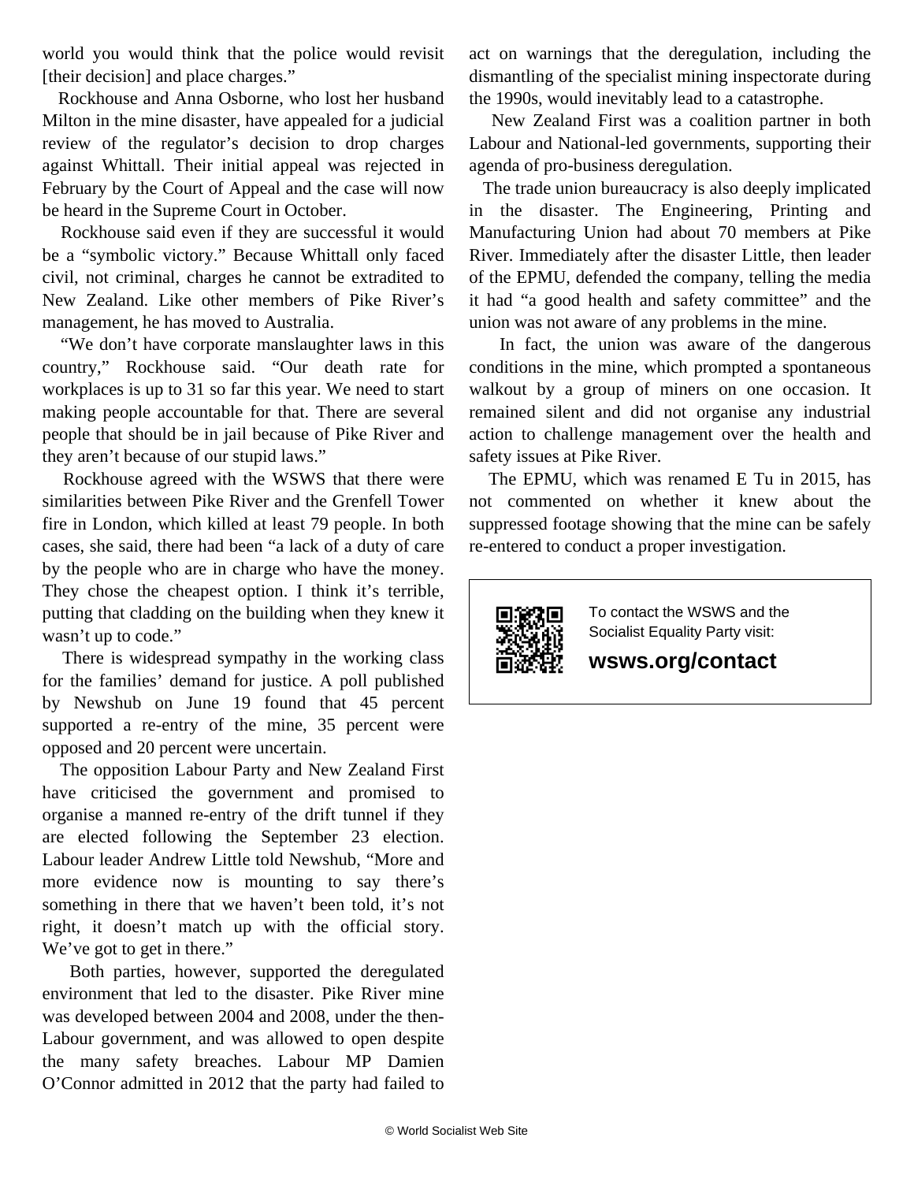world you would think that the police would revisit [their decision] and place charges."

Rockhouse and Anna Osborne, who lost her husband Milton in the mine disaster, have appealed for a judicial review of the regulator's decision to drop charges against Whittall. Their initial appeal was rejected in February by the Court of Appeal and the case will now be heard in the Supreme Court in October.

Rockhouse said even if they are successful it would be a "symbolic victory." Because Whittall only faced civil, not criminal, charges he cannot be extradited to New Zealand. Like other members of Pike River's management, he has moved to Australia.

"We don't have corporate manslaughter laws in this country," Rockhouse said. "Our death rate for workplaces is up to 31 so far this year. We need to start making people accountable for that. There are several people that should be in jail because of Pike River and they aren't because of our stupid laws."

Rockhouse agreed with the WSWS that there were similarities between Pike River and the Grenfell Tower fire in London, which killed at least 79 people. In both cases, she said, there had been "a lack of a duty of care by the people who are in charge who have the money. They chose the cheapest option. I think it's terrible, putting that cladding on the building when they knew it wasn't up to code."

There is widespread sympathy in the working class for the families' demand for justice. A poll published by Newshub on June 19 found that 45 percent supported a re-entry of the mine, 35 percent were opposed and 20 percent were uncertain.

The opposition Labour Party and New Zealand First have criticised the government and promised to organise a manned re-entry of the drift tunnel if they are elected following the September 23 election. Labour leader Andrew Little told Newshub, "More and more evidence now is mounting to say there's something in there that we haven't been told, it's not right, it doesn't match up with the official story. We've got to get in there."

Both parties, however, supported the deregulated environment that led to the disaster. Pike River mine was developed between 2004 and 2008, under the then-Labour government, and was allowed to open despite the many safety breaches. Labour MP Damien O'Connor admitted in 2012 that the party had failed to act on warnings that the deregulation, including the dismantling of the specialist mining inspectorate during the 1990s, would inevitably lead to a catastrophe.

New Zealand First was a coalition partner in both Labour and National-led governments, supporting their agenda of pro-business deregulation.

The trade union bureaucracy is also deeply implicated in the disaster. The Engineering, Printing and Manufacturing Union had about 70 members at Pike River. Immediately after the disaster Little, then leader of the EPMU, defended the company, telling the media it had "a good health and safety committee" and the union was not aware of any problems in the mine.

In fact, the union was aware of the dangerous conditions in the mine, which prompted a spontaneous walkout by a group of miners on one occasion. It remained silent and did not organise any industrial action to challenge management over the health and safety issues at Pike River.

The EPMU, which was renamed E Tu in 2015, has not commented on whether it knew about the suppressed footage showing that the mine can be safely re-entered to conduct a proper investigation.

To contact the WSWS and the Socialist Equality Party visit:

**wsws.org/contact**